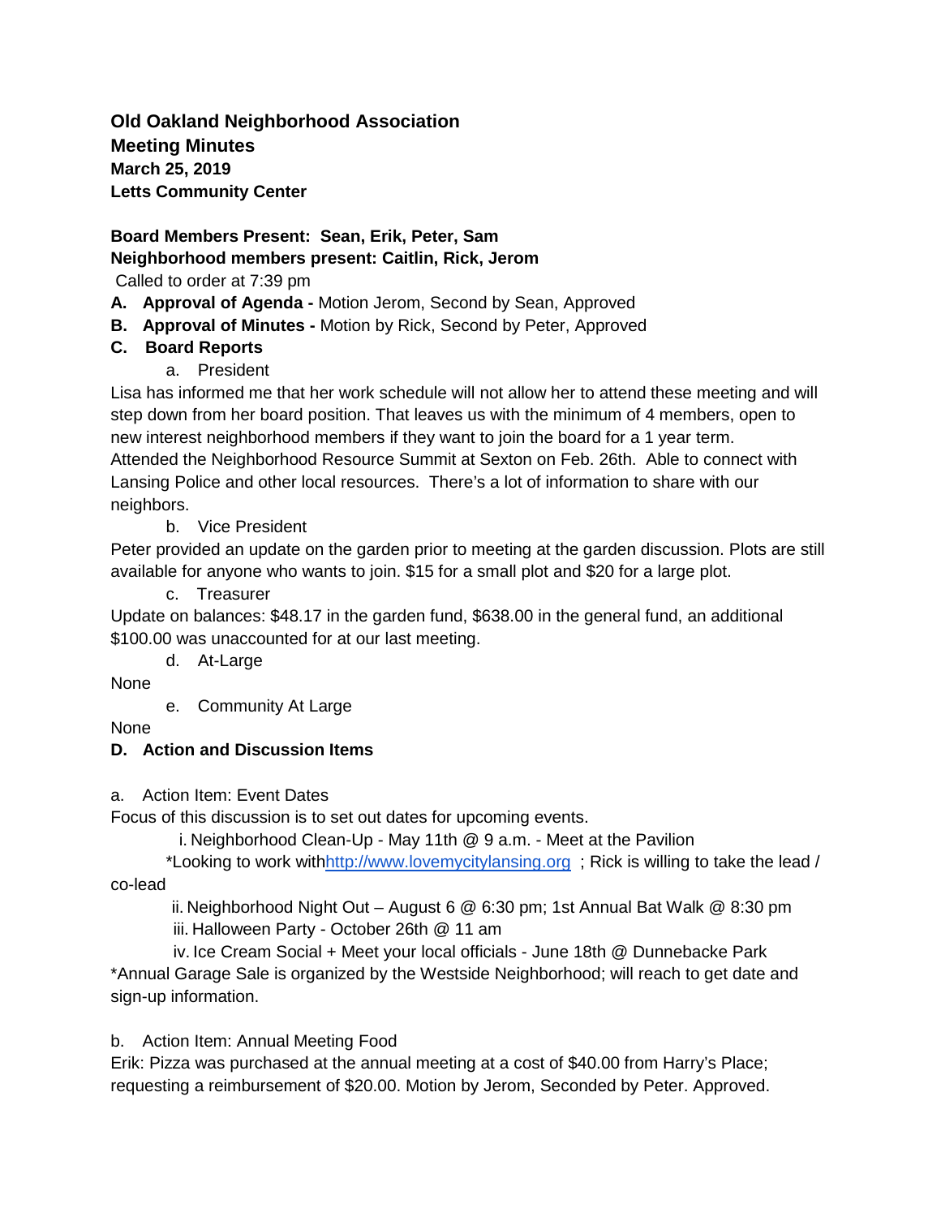**Old Oakland Neighborhood Association**
**Meeting Minutes**
**March 25, 2019**
**Letts Community Center**

**Board Members Present: Sean, Erik, Peter, Sam**
**Neighborhood members present: Caitlin, Rick, Jerom**

Called to order at 7:39 pm

**A. Approval of Agenda -** Motion Jerom, Second by Sean, Approved

**B. Approval of Minutes -** Motion by Rick, Second by Peter, Approved

**C. Board Reports**

a. President

Lisa has informed me that her work schedule will not allow her to attend these meeting and will step down from her board position. That leaves us with the minimum of 4 members, open to new interest neighborhood members if they want to join the board for a 1 year term.
Attended the Neighborhood Resource Summit at Sexton on Feb. 26th. Able to connect with Lansing Police and other local resources. There's a lot of information to share with our neighbors.

b. Vice President

Peter provided an update on the garden prior to meeting at the garden discussion. Plots are still available for anyone who wants to join. $15 for a small plot and $20 for a large plot.

c. Treasurer

Update on balances: $48.17 in the garden fund, $638.00 in the general fund, an additional $100.00 was unaccounted for at our last meeting.

d. At-Large

None

e. Community At Large

None

**D. Action and Discussion Items**

a. Action Item: Event Dates

Focus of this discussion is to set out dates for upcoming events.

i. Neighborhood Clean-Up - May 11th @ 9 a.m. - Meet at the Pavilion

*Looking to work with[http://www.lovemycitylansing.org](http://www.lovemycitylansing.org) ; Rick is willing to take the lead / co-lead

ii. Neighborhood Night Out – August 6 @ 6:30 pm; 1st Annual Bat Walk @ 8:30 pm

iii. Halloween Party - October 26th @ 11 am

iv. Ice Cream Social + Meet your local officials - June 18th @ Dunnebacke Park

*Annual Garage Sale is organized by the Westside Neighborhood; will reach to get date and sign-up information.

b. Action Item: Annual Meeting Food

Erik: Pizza was purchased at the annual meeting at a cost of $40.00 from Harry's Place; requesting a reimbursement of $20.00. Motion by Jerom, Seconded by Peter. Approved.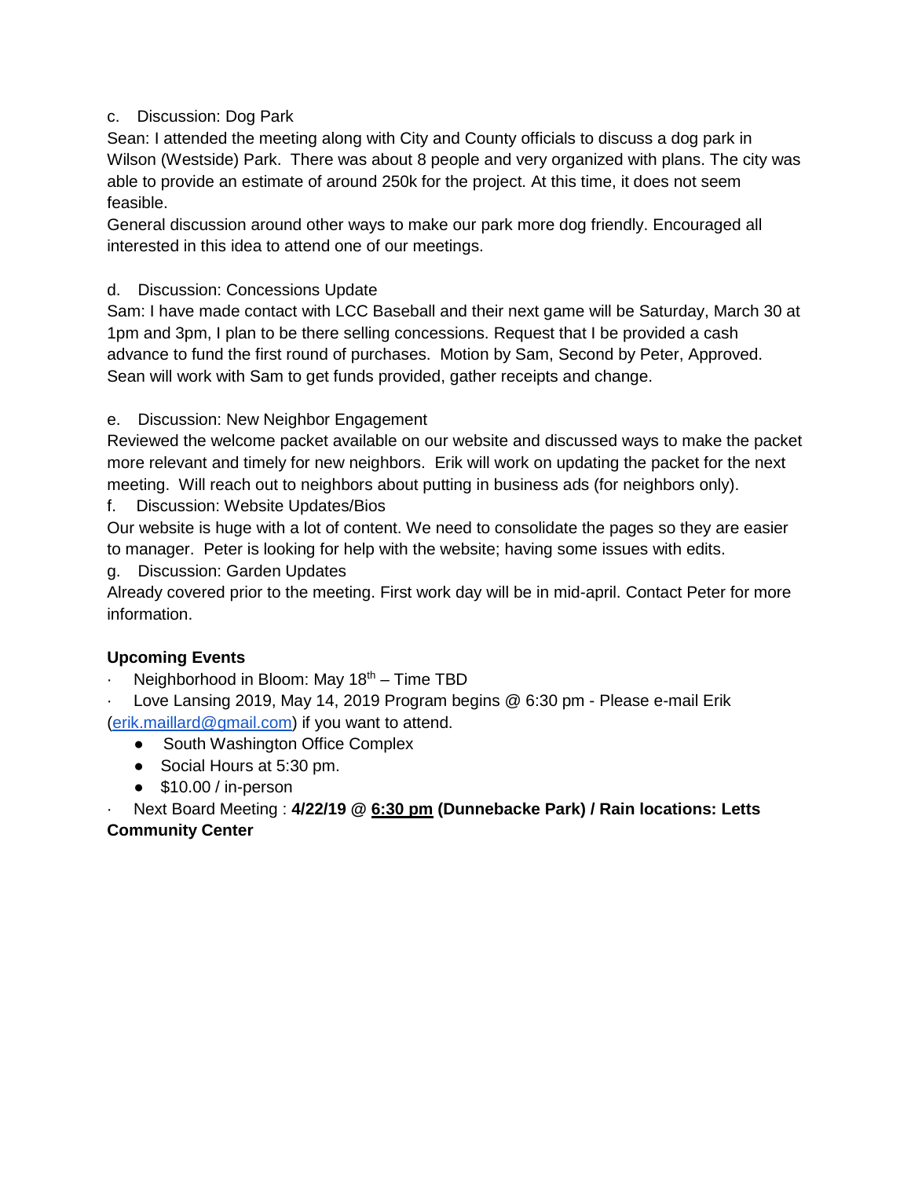c. Discussion: Dog Park

Sean: I attended the meeting along with City and County officials to discuss a dog park in Wilson (Westside) Park. There was about 8 people and very organized with plans. The city was able to provide an estimate of around 250k for the project. At this time, it does not seem feasible.

General discussion around other ways to make our park more dog friendly. Encouraged all interested in this idea to attend one of our meetings.

d. Discussion: Concessions Update

Sam: I have made contact with LCC Baseball and their next game will be Saturday, March 30 at 1pm and 3pm, I plan to be there selling concessions. Request that I be provided a cash advance to fund the first round of purchases. Motion by Sam, Second by Peter, Approved. Sean will work with Sam to get funds provided, gather receipts and change.

e. Discussion: New Neighbor Engagement

Reviewed the welcome packet available on our website and discussed ways to make the packet more relevant and timely for new neighbors. Erik will work on updating the packet for the next meeting. Will reach out to neighbors about putting in business ads (for neighbors only).

f. Discussion: Website Updates/Bios

Our website is huge with a lot of content. We need to consolidate the pages so they are easier to manager. Peter is looking for help with the website; having some issues with edits.

g. Discussion: Garden Updates

Already covered prior to the meeting. First work day will be in mid-april. Contact Peter for more information.

**Upcoming Events**

- Neighborhood in Bloom: May 18th – Time TBD
- Love Lansing 2019, May 14, 2019 Program begins @ 6:30 pm - Please e-mail Erik (erik.maillard@gmail.com) if you want to attend.
  - South Washington Office Complex
  - Social Hours at 5:30 pm.
  - $10.00 / in-person
- Next Board Meeting : **4/22/19 @ 6:30 pm (Dunnebacke Park) / Rain locations: Letts Community Center**